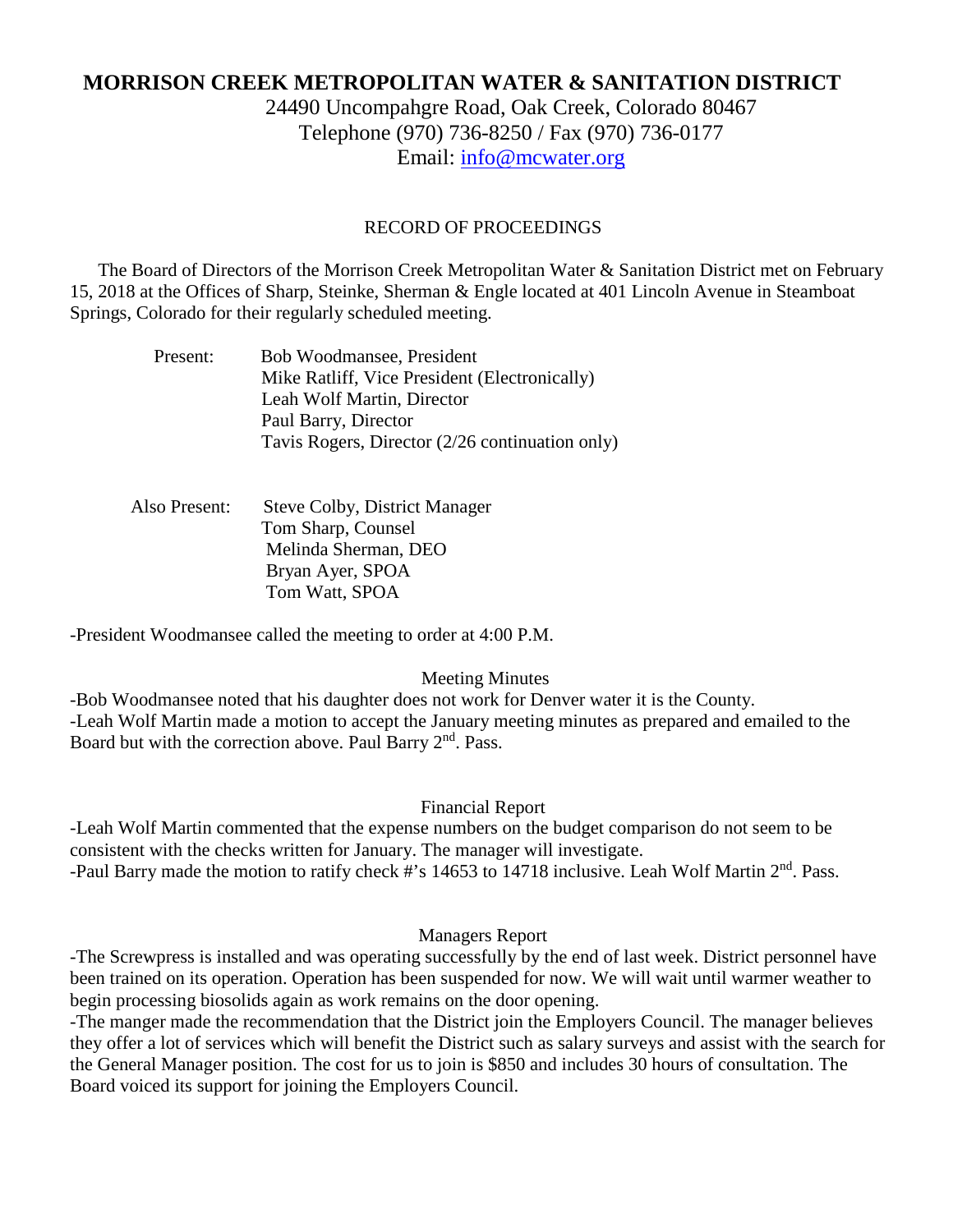# MORRISON CREEK METROPOLITAN WATER & SANITATION DISTRICT

24490 Uncompahgre Road, Oak Creek, Colorado 80467
Telephone (970) 736-8250 / Fax (970) 736-0177
Email: info@mcwater.org

## RECORD OF PROCEEDINGS

The Board of Directors of the Morrison Creek Metropolitan Water & Sanitation District met on February 15, 2018 at the Offices of Sharp, Steinke, Sherman & Engle located at 401 Lincoln Avenue in Steamboat Springs, Colorado for their regularly scheduled meeting.

Present:
- Bob Woodmansee, President
- Mike Ratliff, Vice President (Electronically)
- Leah Wolf Martin, Director
- Paul Barry, Director
- Tavis Rogers, Director (2/26 continuation only)

Also Present:
- Steve Colby, District Manager
- Tom Sharp, Counsel
- Melinda Sherman, DEO
- Bryan Ayer, SPOA
- Tom Watt, SPOA

-President Woodmansee called the meeting to order at 4:00 P.M.

### Meeting Minutes

-Bob Woodmansee noted that his daughter does not work for Denver water it is the County.
-Leah Wolf Martin made a motion to accept the January meeting minutes as prepared and emailed to the Board but with the correction above. Paul Barry 2nd. Pass.

### Financial Report

-Leah Wolf Martin commented that the expense numbers on the budget comparison do not seem to be consistent with the checks written for January. The manager will investigate.
-Paul Barry made the motion to ratify check #'s 14653 to 14718 inclusive. Leah Wolf Martin 2nd. Pass.

### Managers Report

-The Screwpress is installed and was operating successfully by the end of last week. District personnel have been trained on its operation. Operation has been suspended for now. We will wait until warmer weather to begin processing biosolids again as work remains on the door opening.
-The manger made the recommendation that the District join the Employers Council. The manager believes they offer a lot of services which will benefit the District such as salary surveys and assist with the search for the General Manager position. The cost for us to join is $850 and includes 30 hours of consultation. The Board voiced its support for joining the Employers Council.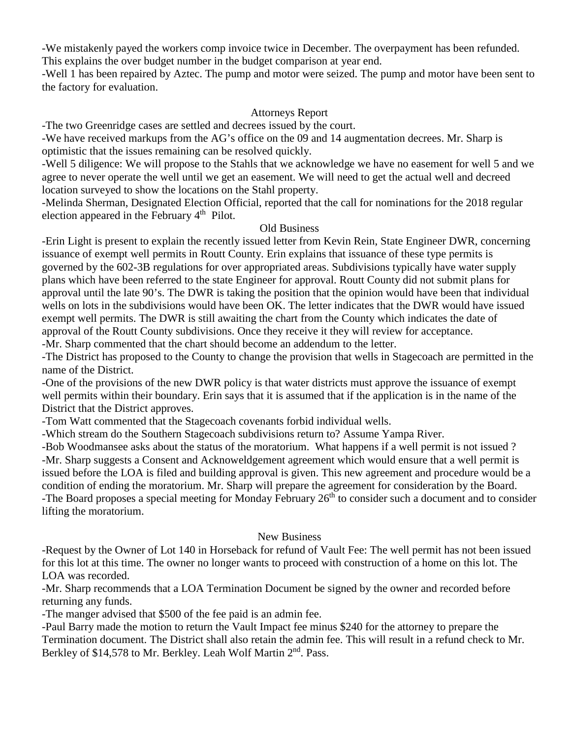-We mistakenly payed the workers comp invoice twice in December. The overpayment has been refunded. This explains the over budget number in the budget comparison at year end.

-Well 1 has been repaired by Aztec. The pump and motor were seized. The pump and motor have been sent to the factory for evaluation.

## Attorneys Report

-The two Greenridge cases are settled and decrees issued by the court.

-We have received markups from the AG's office on the 09 and 14 augmentation decrees. Mr. Sharp is optimistic that the issues remaining can be resolved quickly.

-Well 5 diligence: We will propose to the Stahls that we acknowledge we have no easement for well 5 and we agree to never operate the well until we get an easement. We will need to get the actual well and decreed location surveyed to show the locations on the Stahl property.

-Melinda Sherman, Designated Election Official, reported that the call for nominations for the 2018 regular election appeared in the February 4th Pilot.

## Old Business

-Erin Light is present to explain the recently issued letter from Kevin Rein, State Engineer DWR, concerning issuance of exempt well permits in Routt County. Erin explains that issuance of these type permits is governed by the 602-3B regulations for over appropriated areas. Subdivisions typically have water supply plans which have been referred to the state Engineer for approval. Routt County did not submit plans for approval until the late 90's. The DWR is taking the position that the opinion would have been that individual wells on lots in the subdivisions would have been OK. The letter indicates that the DWR would have issued exempt well permits. The DWR is still awaiting the chart from the County which indicates the date of approval of the Routt County subdivisions. Once they receive it they will review for acceptance.

-Mr. Sharp commented that the chart should become an addendum to the letter.

-The District has proposed to the County to change the provision that wells in Stagecoach are permitted in the name of the District.

-One of the provisions of the new DWR policy is that water districts must approve the issuance of exempt well permits within their boundary. Erin says that it is assumed that if the application is in the name of the District that the District approves.

-Tom Watt commented that the Stagecoach covenants forbid individual wells.

-Which stream do the Southern Stagecoach subdivisions return to? Assume Yampa River.

-Bob Woodmansee asks about the status of the moratorium. What happens if a well permit is not issued ?

-Mr. Sharp suggests a Consent and Acknoweldgement agreement which would ensure that a well permit is issued before the LOA is filed and building approval is given. This new agreement and procedure would be a condition of ending the moratorium. Mr. Sharp will prepare the agreement for consideration by the Board.

-The Board proposes a special meeting for Monday February 26th to consider such a document and to consider lifting the moratorium.

## New Business

-Request by the Owner of Lot 140 in Horseback for refund of Vault Fee: The well permit has not been issued for this lot at this time. The owner no longer wants to proceed with construction of a home on this lot. The LOA was recorded.

-Mr. Sharp recommends that a LOA Termination Document be signed by the owner and recorded before returning any funds.

-The manger advised that $500 of the fee paid is an admin fee.

-Paul Barry made the motion to return the Vault Impact fee minus $240 for the attorney to prepare the Termination document. The District shall also retain the admin fee. This will result in a refund check to Mr. Berkley of $14,578 to Mr. Berkley. Leah Wolf Martin 2nd. Pass.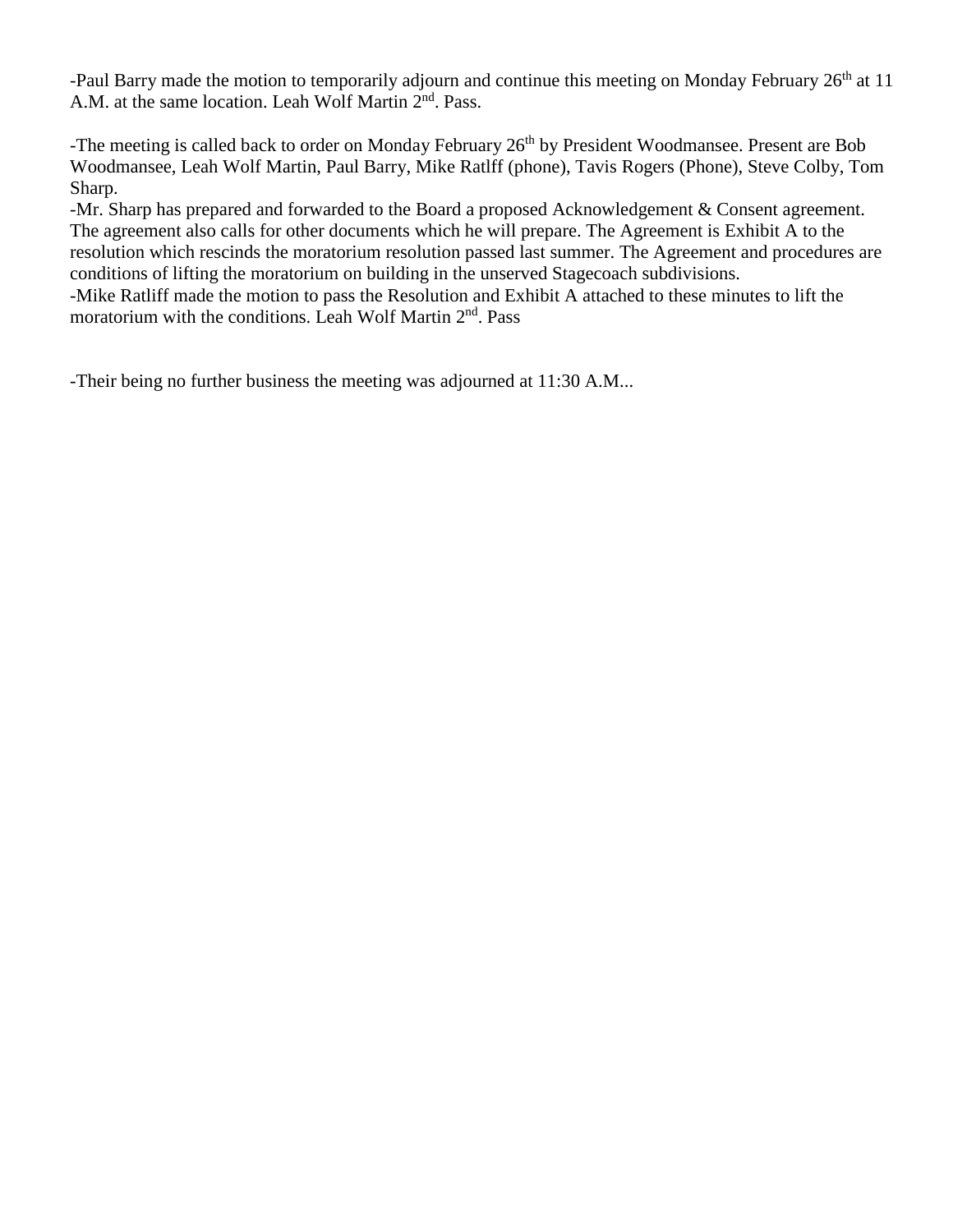-Paul Barry made the motion to temporarily adjourn and continue this meeting on Monday February 26th at 11 A.M. at the same location. Leah Wolf Martin 2nd. Pass.

-The meeting is called back to order on Monday February 26th by President Woodmansee. Present are Bob Woodmansee, Leah Wolf Martin, Paul Barry, Mike Ratlff (phone), Tavis Rogers (Phone), Steve Colby, Tom Sharp.

-Mr. Sharp has prepared and forwarded to the Board a proposed Acknowledgement & Consent agreement. The agreement also calls for other documents which he will prepare. The Agreement is Exhibit A to the resolution which rescinds the moratorium resolution passed last summer. The Agreement and procedures are conditions of lifting the moratorium on building in the unserved Stagecoach subdivisions.

-Mike Ratliff made the motion to pass the Resolution and Exhibit A attached to these minutes to lift the moratorium with the conditions. Leah Wolf Martin 2nd. Pass

-Their being no further business the meeting was adjourned at 11:30 A.M...